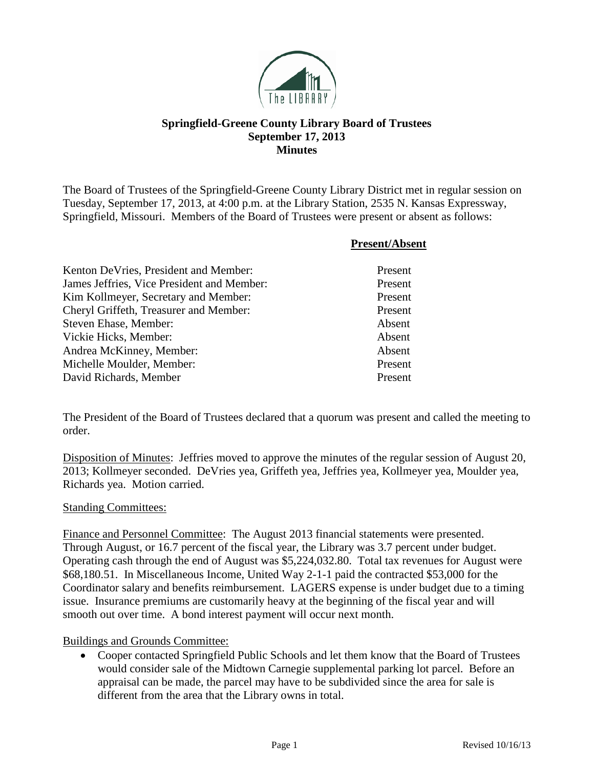# Springfield-Greene County Library Board of Trustees
## September 17, 2013
## Minutes

The Board of Trustees of the Springfield-Greene County Library District met in regular session on Tuesday, September 17, 2013, at 4:00 p.m. at the Library Station, 2535 N. Kansas Expressway, Springfield, Missouri. Members of the Board of Trustees were present or absent as follows:

| | Present/Absent |
|---|---|
| Kenton DeVries, President and Member: | Present |
| James Jeffries, Vice President and Member: | Present |
| Kim Kollmeyer, Secretary and Member: | Present |
| Cheryl Griffeth, Treasurer and Member: | Present |
| Steven Ehase, Member: | Absent |
| Vickie Hicks, Member: | Absent |
| Andrea McKinney, Member: | Absent |
| Michelle Moulder, Member: | Present |
| David Richards, Member | Present |

The President of the Board of Trustees declared that a quorum was present and called the meeting to order.

Disposition of Minutes: Jeffries moved to approve the minutes of the regular session of August 20, 2013; Kollmeyer seconded. DeVries yea, Griffeth yea, Jeffries yea, Kollmeyer yea, Moulder yea, Richards yea. Motion carried.

Standing Committees:

Finance and Personnel Committee: The August 2013 financial statements were presented. Through August, or 16.7 percent of the fiscal year, the Library was 3.7 percent under budget. Operating cash through the end of August was $5,224,032.80. Total tax revenues for August were $68,180.51. In Miscellaneous Income, United Way 2-1-1 paid the contracted $53,000 for the Coordinator salary and benefits reimbursement. LAGERS expense is under budget due to a timing issue. Insurance premiums are customarily heavy at the beginning of the fiscal year and will smooth out over time. A bond interest payment will occur next month.

Buildings and Grounds Committee:

- Cooper contacted Springfield Public Schools and let them know that the Board of Trustees would consider sale of the Midtown Carnegie supplemental parking lot parcel. Before an appraisal can be made, the parcel may have to be subdivided since the area for sale is different from the area that the Library owns in total.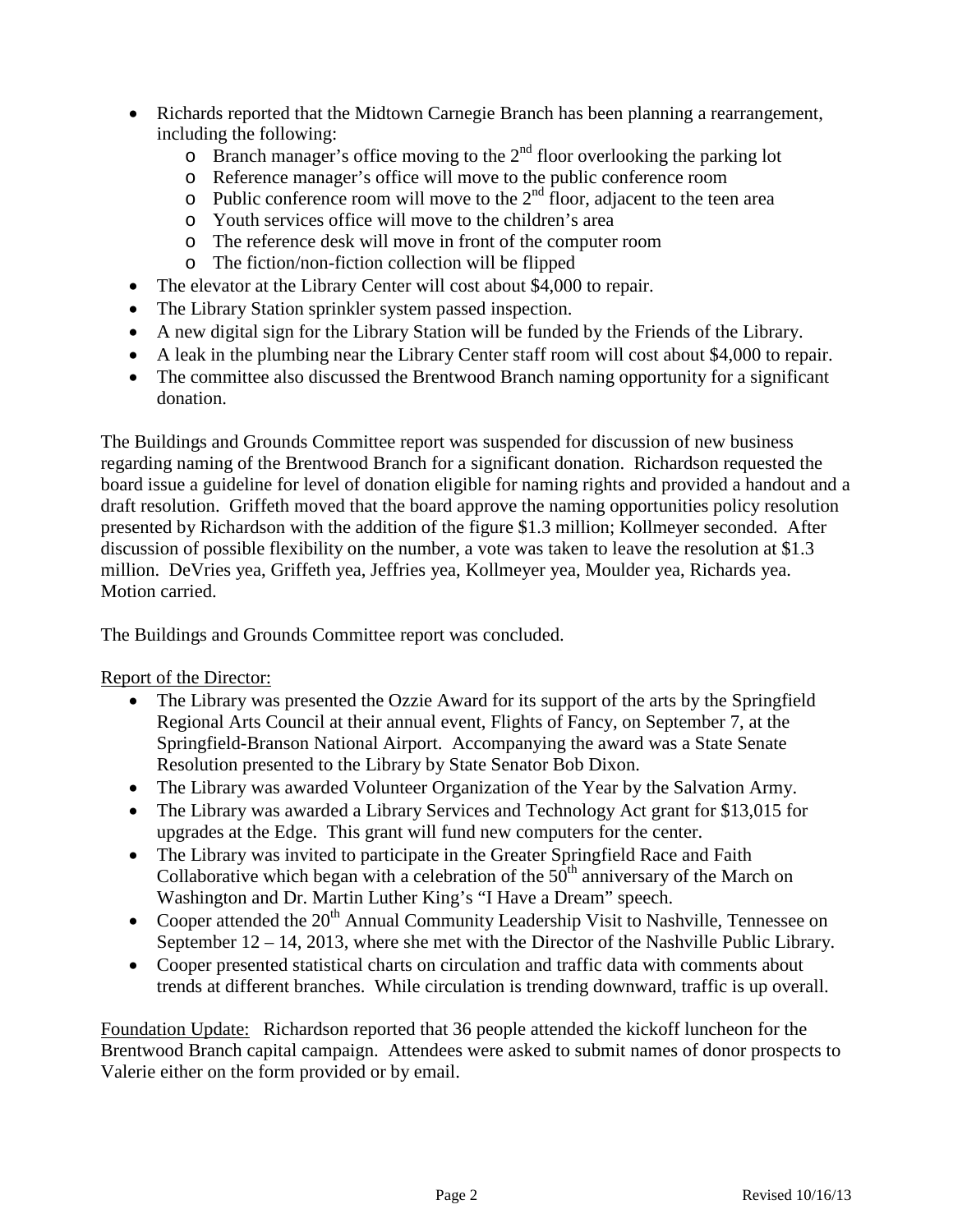- Richards reported that the Midtown Carnegie Branch has been planning a rearrangement, including the following:
  - Branch manager's office moving to the 2nd floor overlooking the parking lot
  - Reference manager's office will move to the public conference room
  - Public conference room will move to the 2nd floor, adjacent to the teen area
  - Youth services office will move to the children's area
  - The reference desk will move in front of the computer room
  - The fiction/non-fiction collection will be flipped
- The elevator at the Library Center will cost about $4,000 to repair.
- The Library Station sprinkler system passed inspection.
- A new digital sign for the Library Station will be funded by the Friends of the Library.
- A leak in the plumbing near the Library Center staff room will cost about $4,000 to repair.
- The committee also discussed the Brentwood Branch naming opportunity for a significant donation.

The Buildings and Grounds Committee report was suspended for discussion of new business regarding naming of the Brentwood Branch for a significant donation. Richardson requested the board issue a guideline for level of donation eligible for naming rights and provided a handout and a draft resolution. Griffeth moved that the board approve the naming opportunities policy resolution presented by Richardson with the addition of the figure $1.3 million; Kollmeyer seconded. After discussion of possible flexibility on the number, a vote was taken to leave the resolution at $1.3 million. DeVries yea, Griffeth yea, Jeffries yea, Kollmeyer yea, Moulder yea, Richards yea. Motion carried.

The Buildings and Grounds Committee report was concluded.

Report of the Director:

- The Library was presented the Ozzie Award for its support of the arts by the Springfield Regional Arts Council at their annual event, Flights of Fancy, on September 7, at the Springfield-Branson National Airport. Accompanying the award was a State Senate Resolution presented to the Library by State Senator Bob Dixon.
- The Library was awarded Volunteer Organization of the Year by the Salvation Army.
- The Library was awarded a Library Services and Technology Act grant for $13,015 for upgrades at the Edge. This grant will fund new computers for the center.
- The Library was invited to participate in the Greater Springfield Race and Faith Collaborative which began with a celebration of the 50th anniversary of the March on Washington and Dr. Martin Luther King's "I Have a Dream" speech.
- Cooper attended the 20th Annual Community Leadership Visit to Nashville, Tennessee on September 12 – 14, 2013, where she met with the Director of the Nashville Public Library.
- Cooper presented statistical charts on circulation and traffic data with comments about trends at different branches. While circulation is trending downward, traffic is up overall.

Foundation Update: Richardson reported that 36 people attended the kickoff luncheon for the Brentwood Branch capital campaign. Attendees were asked to submit names of donor prospects to Valerie either on the form provided or by email.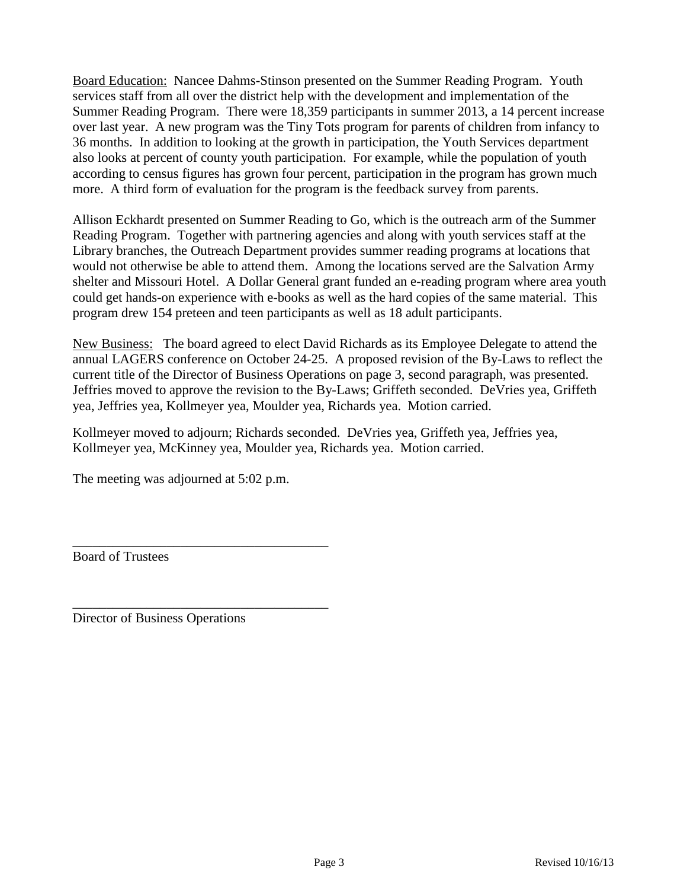<u>Board Education:</u> Nancee Dahms-Stinson presented on the Summer Reading Program. Youth services staff from all over the district help with the development and implementation of the Summer Reading Program. There were 18,359 participants in summer 2013, a 14 percent increase over last year. A new program was the Tiny Tots program for parents of children from infancy to 36 months. In addition to looking at the growth in participation, the Youth Services department also looks at percent of county youth participation. For example, while the population of youth according to census figures has grown four percent, participation in the program has grown much more. A third form of evaluation for the program is the feedback survey from parents.

Allison Eckhardt presented on Summer Reading to Go, which is the outreach arm of the Summer Reading Program. Together with partnering agencies and along with youth services staff at the Library branches, the Outreach Department provides summer reading programs at locations that would not otherwise be able to attend them. Among the locations served are the Salvation Army shelter and Missouri Hotel. A Dollar General grant funded an e-reading program where area youth could get hands-on experience with e-books as well as the hard copies of the same material. This program drew 154 preteen and teen participants as well as 18 adult participants.

<u>New Business:</u> The board agreed to elect David Richards as its Employee Delegate to attend the annual LAGERS conference on October 24-25. A proposed revision of the By-Laws to reflect the current title of the Director of Business Operations on page 3, second paragraph, was presented. Jeffries moved to approve the revision to the By-Laws; Griffeth seconded. DeVries yea, Griffeth yea, Jeffries yea, Kollmeyer yea, Moulder yea, Richards yea. Motion carried.

Kollmeyer moved to adjourn; Richards seconded. DeVries yea, Griffeth yea, Jeffries yea, Kollmeyer yea, McKinney yea, Moulder yea, Richards yea. Motion carried.

The meeting was adjourned at 5:02 p.m.

\_\_\_\_\_\_\_\_\_\_\_\_\_\_\_\_\_\_\_\_\_\_\_\_\_\_\_\_\_\_\_\_\_\_\_\_\_\_\_

Board of Trustees

\_\_\_\_\_\_\_\_\_\_\_\_\_\_\_\_\_\_\_\_\_\_\_\_\_\_\_\_\_\_\_\_\_\_\_\_\_\_\_

Director of Business Operations

Revised 10/16/13